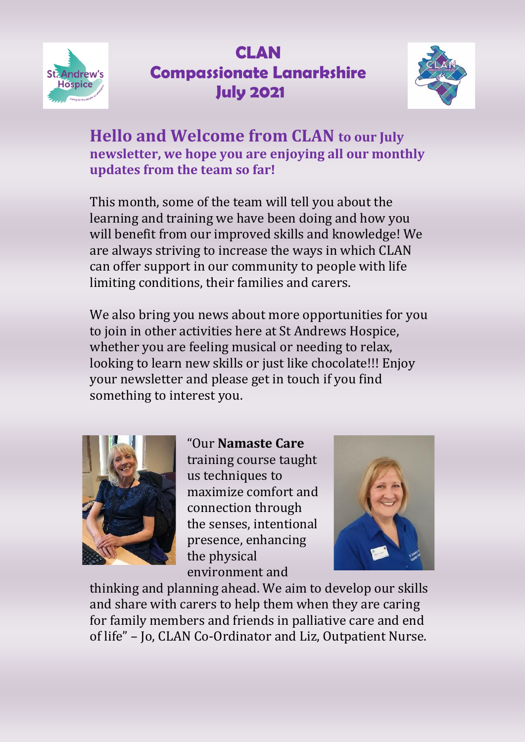# CLAN
# Compassionate Lanarkshire
# July 2021

## Hello and Welcome from CLAN to our July newsletter, we hope you are enjoying all our monthly updates from the team so far!

This month, some of the team will tell you about the learning and training we have been doing and how you will benefit from our improved skills and knowledge! We are always striving to increase the ways in which CLAN can offer support in our community to people with life limiting conditions, their families and carers.

We also bring you news about more opportunities for you to join in other activities here at St Andrews Hospice, whether you are feeling musical or needing to relax, looking to learn new skills or just like chocolate!!! Enjoy your newsletter and please get in touch if you find something to interest you.

"Our **Namaste Care** training course taught us techniques to maximize comfort and connection through the senses, intentional presence, enhancing the physical environment and thinking and planning ahead. We aim to develop our skills and share with carers to help them when they are caring for family members and friends in palliative care and end of life" – Jo, CLAN Co-Ordinator and Liz, Outpatient Nurse.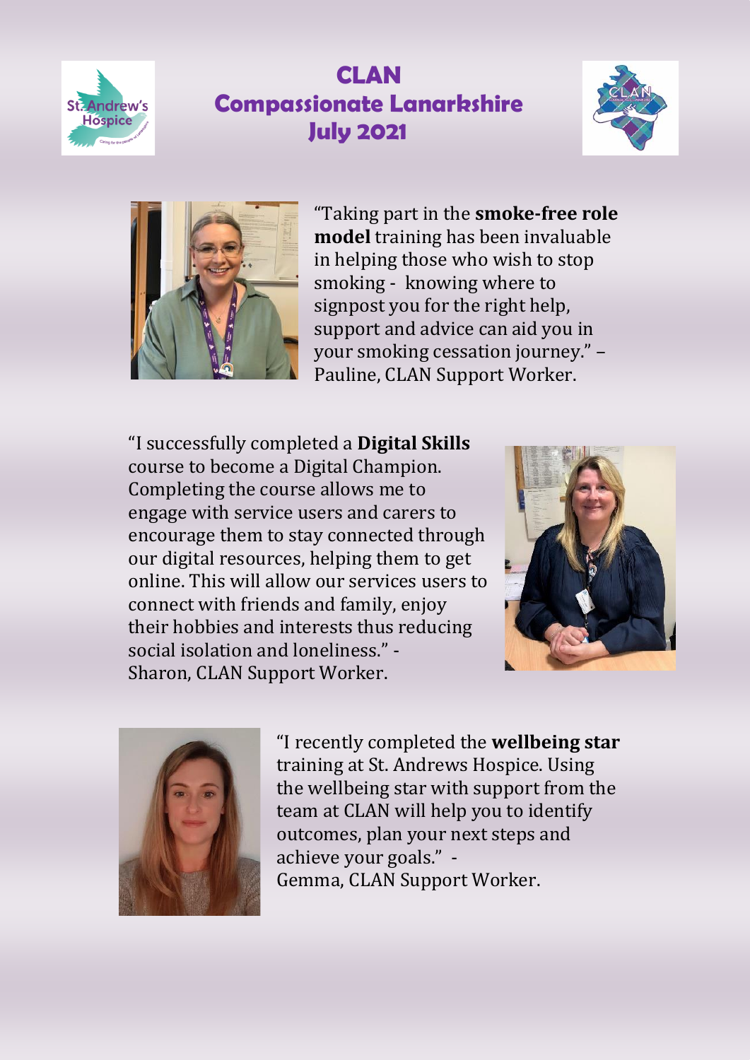# CLAN
# Compassionate Lanarkshire
# July 2021

"Taking part in the **smoke-free role model** training has been invaluable in helping those who wish to stop smoking - knowing where to signpost you for the right help, support and advice can aid you in your smoking cessation journey." – Pauline, CLAN Support Worker.

"I successfully completed a **Digital Skills** course to become a Digital Champion. Completing the course allows me to engage with service users and carers to encourage them to stay connected through our digital resources, helping them to get online. This will allow our services users to connect with friends and family, enjoy their hobbies and interests thus reducing social isolation and loneliness." - Sharon, CLAN Support Worker.

"I recently completed the **wellbeing star** training at St. Andrews Hospice. Using the wellbeing star with support from the team at CLAN will help you to identify outcomes, plan your next steps and achieve your goals." - Gemma, CLAN Support Worker.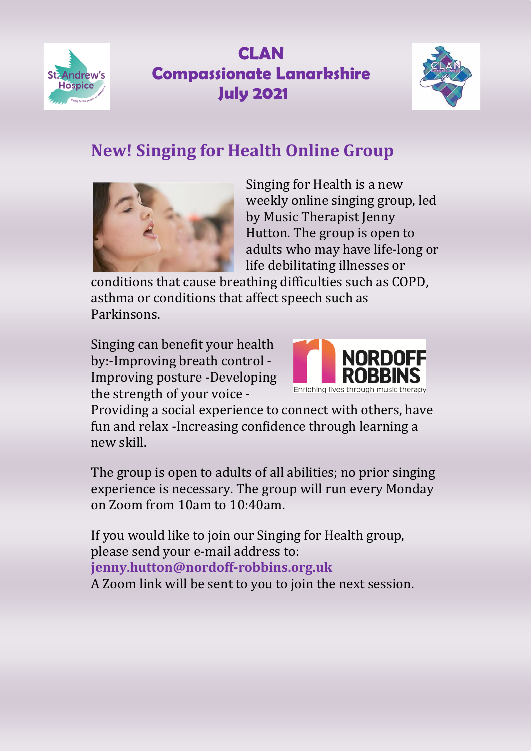# CLAN
# Compassionate Lanarkshire
# July 2021

## New! Singing for Health Online Group

Singing for Health is a new weekly online singing group, led by Music Therapist Jenny Hutton. The group is open to adults who may have life-long or life debilitating illnesses or conditions that cause breathing difficulties such as COPD, asthma or conditions that affect speech such as Parkinsons.

Singing can benefit your health by:-Improving breath control -Improving posture -Developing the strength of your voice -Providing a social experience to connect with others, have fun and relax -Increasing confidence through learning a new skill.

The group is open to adults of all abilities; no prior singing experience is necessary. The group will run every Monday on Zoom from 10am to 10:40am.

If you would like to join our Singing for Health group, please send your e-mail address to:
**jenny.hutton@nordoff-robbins.org.uk**
A Zoom link will be sent to you to join the next session.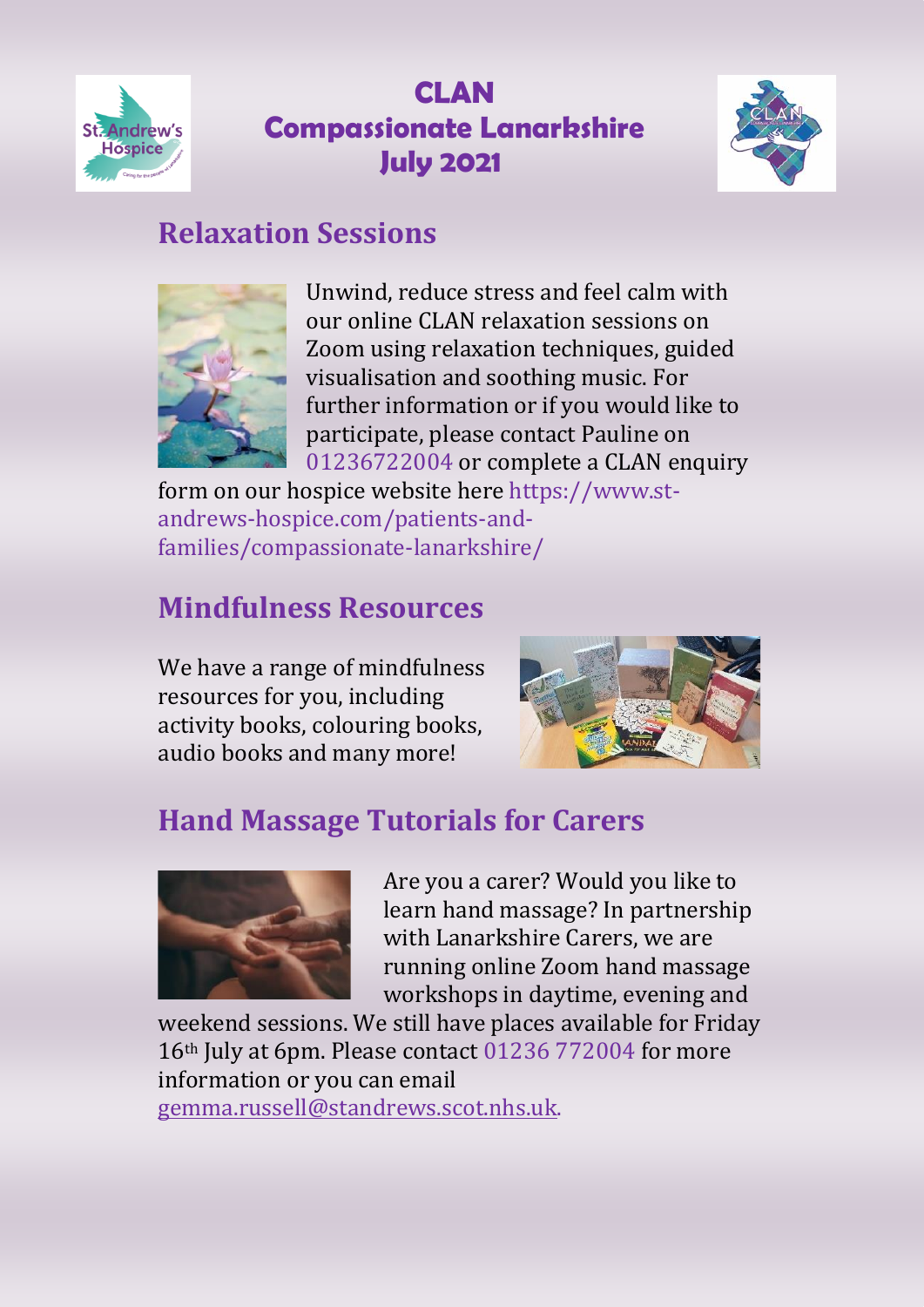# CLAN
# Compassionate Lanarkshire
# July 2021

## Relaxation Sessions

Unwind, reduce stress and feel calm with our online CLAN relaxation sessions on Zoom using relaxation techniques, guided visualisation and soothing music. For further information or if you would like to participate, please contact Pauline on 01236722004 or complete a CLAN enquiry form on our hospice website here https://www.st-andrews-hospice.com/patients-and-families/compassionate-lanarkshire/

## Mindfulness Resources

We have a range of mindfulness resources for you, including activity books, colouring books, audio books and many more!

## Hand Massage Tutorials for Carers

Are you a carer? Would you like to learn hand massage? In partnership with Lanarkshire Carers, we are running online Zoom hand massage workshops in daytime, evening and weekend sessions. We still have places available for Friday 16th July at 6pm. Please contact 01236 772004 for more information or you can email gemma.russell@standrews.scot.nhs.uk.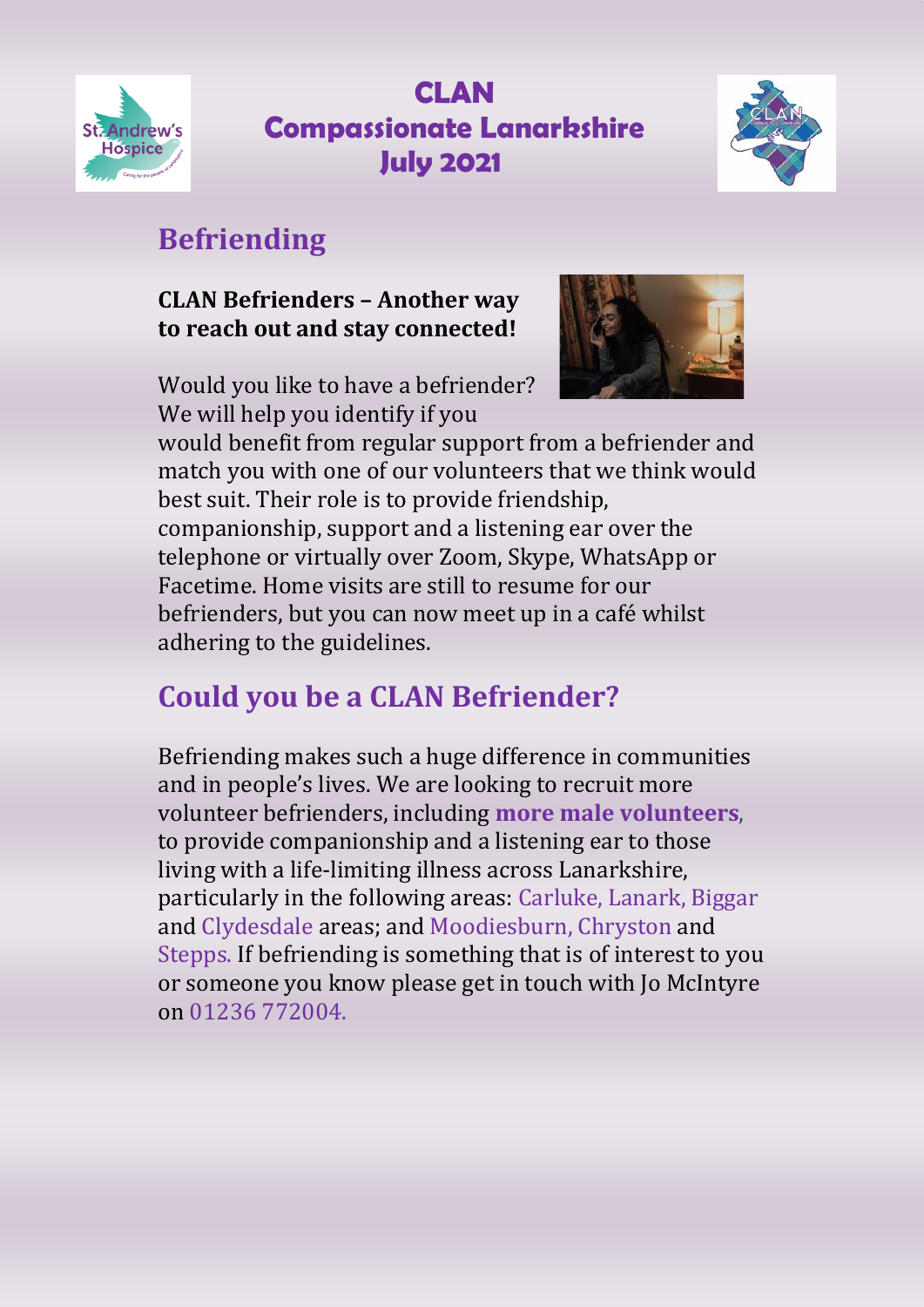# CLAN
# Compassionate Lanarkshire
# July 2021

## Befriending

**CLAN Befrienders – Another way to reach out and stay connected!**

Would you like to have a befriender? We will help you identify if you would benefit from regular support from a befriender and match you with one of our volunteers that we think would best suit. Their role is to provide friendship, companionship, support and a listening ear over the telephone or virtually over Zoom, Skype, WhatsApp or Facetime. Home visits are still to resume for our befrienders, but you can now meet up in a café whilst adhering to the guidelines.

## Could you be a CLAN Befriender?

Befriending makes such a huge difference in communities and in people's lives. We are looking to recruit more volunteer befrienders, including **more male volunteers**, to provide companionship and a listening ear to those living with a life-limiting illness across Lanarkshire, particularly in the following areas: Carluke, Lanark, Biggar and Clydesdale areas; and Moodiesburn, Chryston and Stepps. If befriending is something that is of interest to you or someone you know please get in touch with Jo McIntyre on 01236 772004.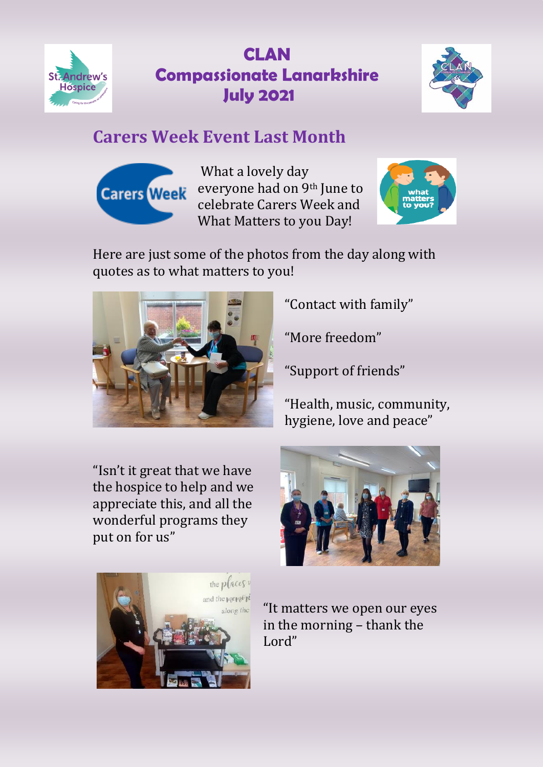# CLAN
# Compassionate Lanarkshire
# July 2021

## Carers Week Event Last Month

What a lovely day everyone had on 9th June to celebrate Carers Week and What Matters to you Day!

Here are just some of the photos from the day along with quotes as to what matters to you!

"Contact with family"

"More freedom"

"Support of friends"

"Health, music, community, hygiene, love and peace"

"Isn't it great that we have the hospice to help and we appreciate this, and all the wonderful programs they put on for us"

"It matters we open our eyes in the morning – thank the Lord"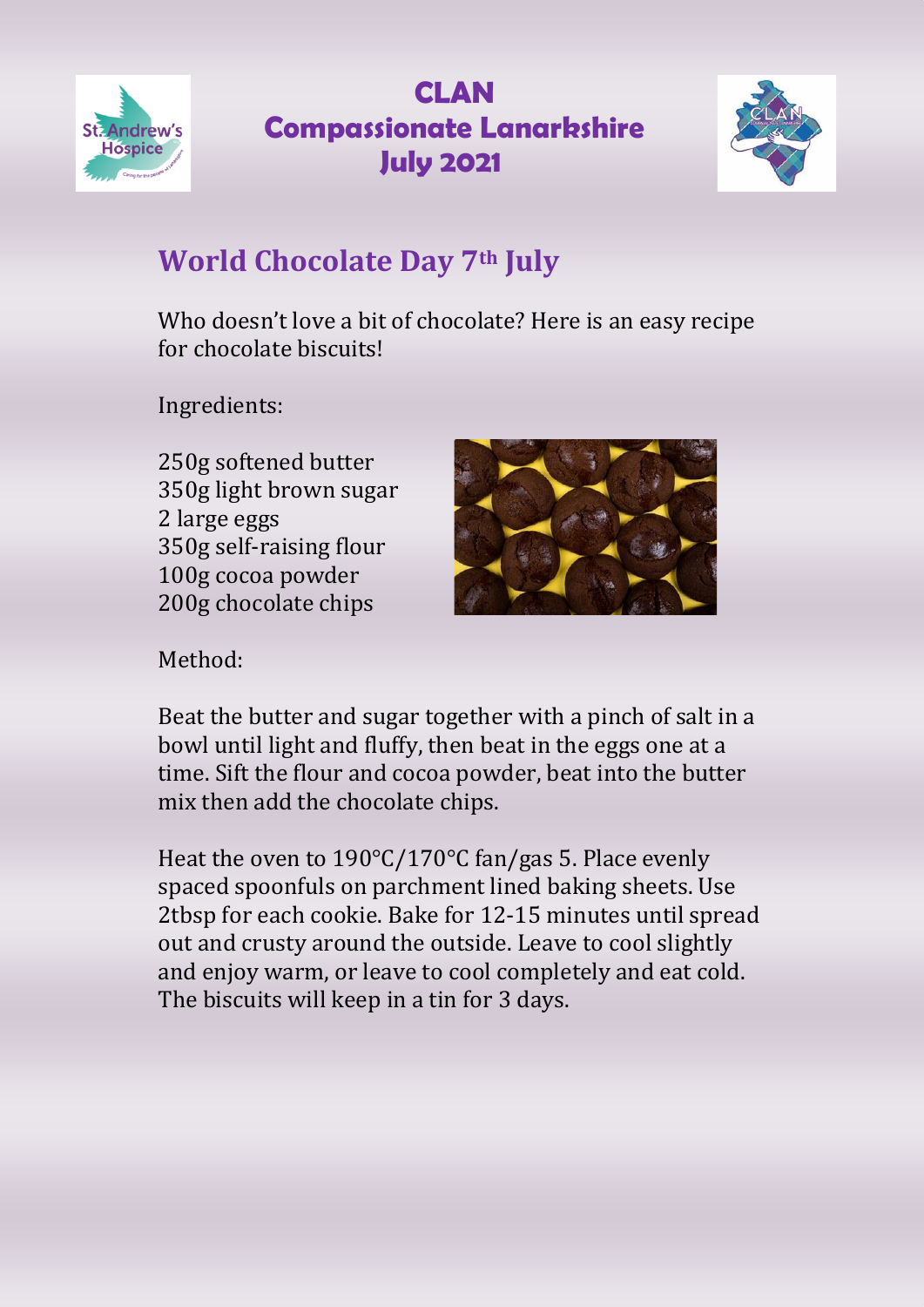# CLAN
# Compassionate Lanarkshire
# July 2021

## World Chocolate Day 7th July

Who doesn't love a bit of chocolate? Here is an easy recipe for chocolate biscuits!

Ingredients:

250g softened butter
350g light brown sugar
2 large eggs
350g self-raising flour
100g cocoa powder
200g chocolate chips

Method:

Beat the butter and sugar together with a pinch of salt in a bowl until light and fluffy, then beat in the eggs one at a time. Sift the flour and cocoa powder, beat into the butter mix then add the chocolate chips.

Heat the oven to 190°C/170°C fan/gas 5. Place evenly spaced spoonfuls on parchment lined baking sheets. Use 2tbsp for each cookie. Bake for 12-15 minutes until spread out and crusty around the outside. Leave to cool slightly and enjoy warm, or leave to cool completely and eat cold. The biscuits will keep in a tin for 3 days.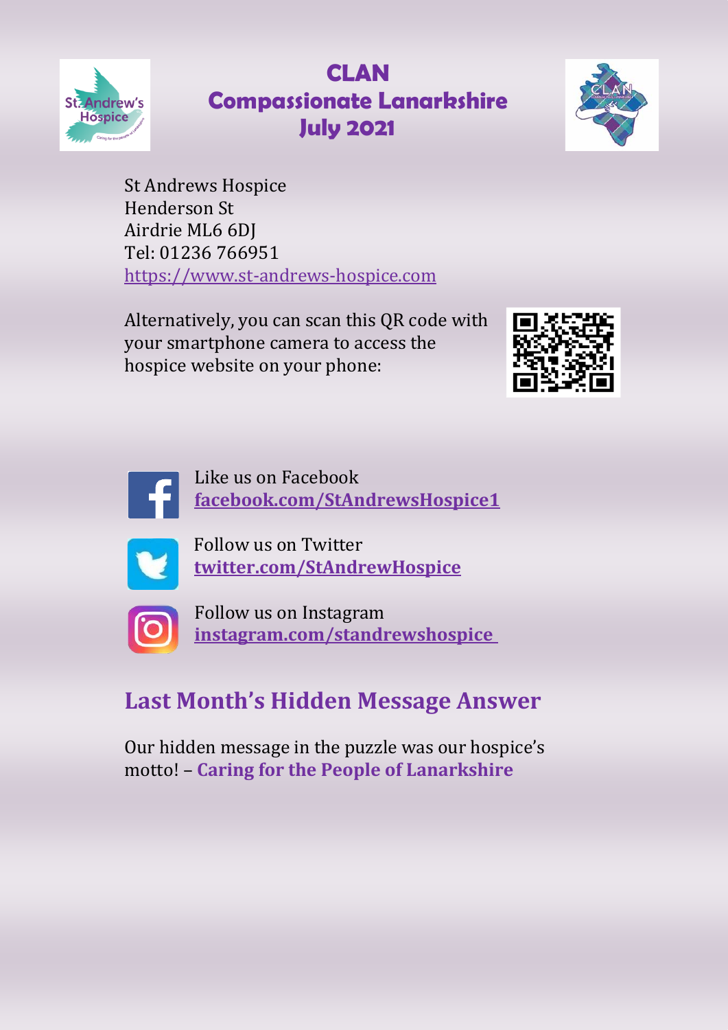# CLAN
# Compassionate Lanarkshire
# July 2021

St Andrews Hospice
Henderson St
Airdrie ML6 6DJ
Tel: 01236 766951
https://www.st-andrews-hospice.com

Alternatively, you can scan this QR code with your smartphone camera to access the hospice website on your phone:

Like us on Facebook
**facebook.com/StAndrewsHospice1**

Follow us on Twitter
**twitter.com/StAndrewHospice**

Follow us on Instagram
**instagram.com/standrewshospice**

## Last Month's Hidden Message Answer

Our hidden message in the puzzle was our hospice's motto! – **Caring for the People of Lanarkshire**